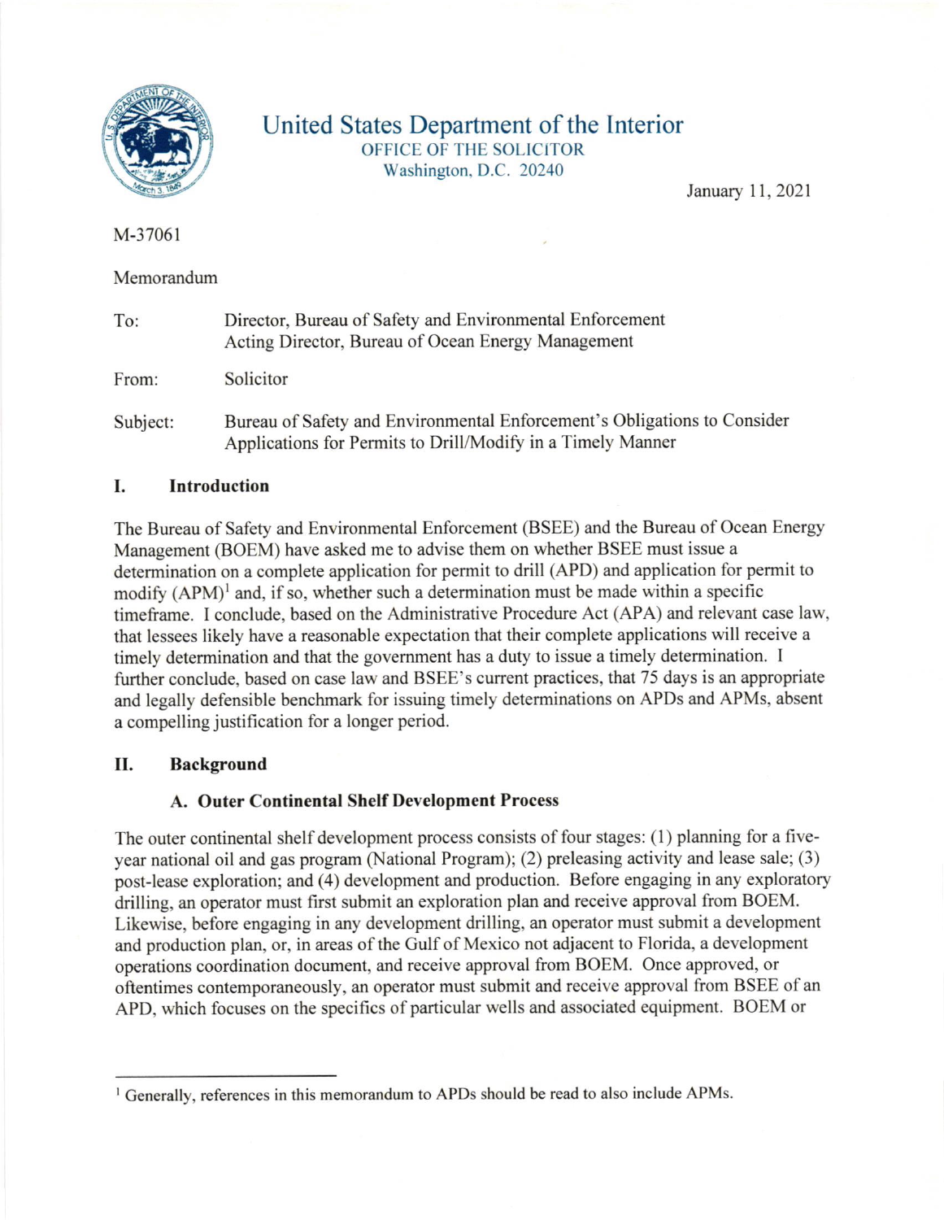# United States Department of the Interior

OFFICE OF THE SOLICITOR
Washington, D.C. 20240

January 11, 2021

M-37061

Memorandum

To: Director, Bureau of Safety and Environmental Enforcement
Acting Director, Bureau of Ocean Energy Management

From: Solicitor

Subject: Bureau of Safety and Environmental Enforcement's Obligations to Consider Applications for Permits to Drill/Modify in a Timely Manner

## I. Introduction

The Bureau of Safety and Environmental Enforcement (BSEE) and the Bureau of Ocean Energy Management (BOEM) have asked me to advise them on whether BSEE must issue a determination on a complete application for permit to drill (APD) and application for permit to modify (APM)[1] and, if so, whether such a determination must be made within a specific timeframe. I conclude, based on the Administrative Procedure Act (APA) and relevant case law, that lessees likely have a reasonable expectation that their complete applications will receive a timely determination and that the government has a duty to issue a timely determination. I further conclude, based on case law and BSEE's current practices, that 75 days is an appropriate and legally defensible benchmark for issuing timely determinations on APDs and APMs, absent a compelling justification for a longer period.

## II. Background

### A. Outer Continental Shelf Development Process

The outer continental shelf development process consists of four stages: (1) planning for a five-year national oil and gas program (National Program); (2) preleasing activity and lease sale; (3) post-lease exploration; and (4) development and production. Before engaging in any exploratory drilling, an operator must first submit an exploration plan and receive approval from BOEM. Likewise, before engaging in any development drilling, an operator must submit a development and production plan, or, in areas of the Gulf of Mexico not adjacent to Florida, a development operations coordination document, and receive approval from BOEM. Once approved, or oftentimes contemporaneously, an operator must submit and receive approval from BSEE of an APD, which focuses on the specifics of particular wells and associated equipment. BOEM or

[1] Generally, references in this memorandum to APDs should be read to also include APMs.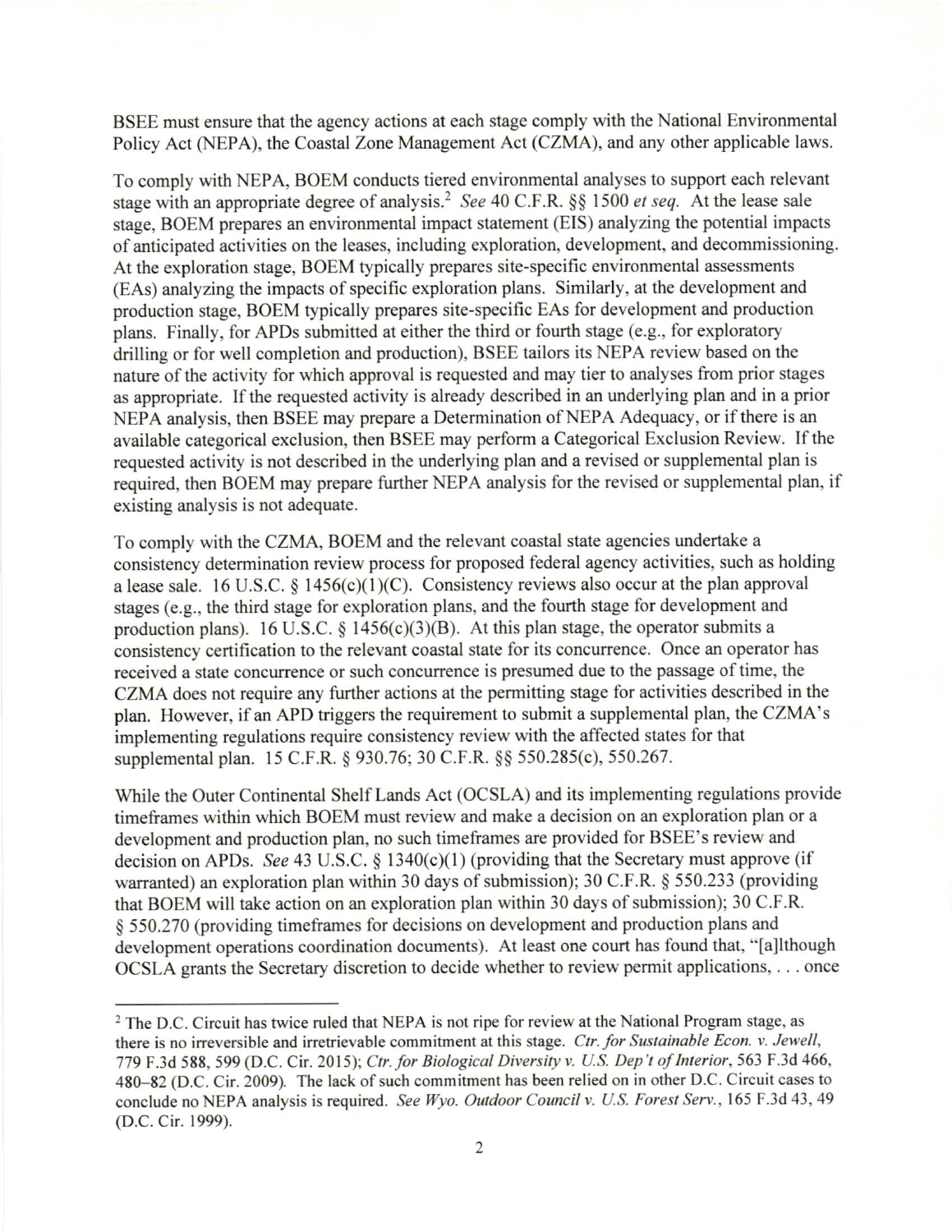BSEE must ensure that the agency actions at each stage comply with the National Environmental Policy Act (NEPA), the Coastal Zone Management Act (CZMA), and any other applicable laws.

To comply with NEPA, BOEM conducts tiered environmental analyses to support each relevant stage with an appropriate degree of analysis.[2] *See* 40 C.F.R. §§ 1500 *et seq.* At the lease sale stage, BOEM prepares an environmental impact statement (EIS) analyzing the potential impacts of anticipated activities on the leases, including exploration, development, and decommissioning. At the exploration stage, BOEM typically prepares site-specific environmental assessments (EAs) analyzing the impacts of specific exploration plans. Similarly, at the development and production stage, BOEM typically prepares site-specific EAs for development and production plans. Finally, for APDs submitted at either the third or fourth stage (e.g., for exploratory drilling or for well completion and production), BSEE tailors its NEPA review based on the nature of the activity for which approval is requested and may tier to analyses from prior stages as appropriate. If the requested activity is already described in an underlying plan and in a prior NEPA analysis, then BSEE may prepare a Determination of NEPA Adequacy, or if there is an available categorical exclusion, then BSEE may perform a Categorical Exclusion Review. If the requested activity is not described in the underlying plan and a revised or supplemental plan is required, then BOEM may prepare further NEPA analysis for the revised or supplemental plan, if existing analysis is not adequate.

To comply with the CZMA, BOEM and the relevant coastal state agencies undertake a consistency determination review process for proposed federal agency activities, such as holding a lease sale. 16 U.S.C. § 1456(c)(1)(C). Consistency reviews also occur at the plan approval stages (e.g., the third stage for exploration plans, and the fourth stage for development and production plans). 16 U.S.C. § 1456(c)(3)(B). At this plan stage, the operator submits a consistency certification to the relevant coastal state for its concurrence. Once an operator has received a state concurrence or such concurrence is presumed due to the passage of time, the CZMA does not require any further actions at the permitting stage for activities described in the plan. However, if an APD triggers the requirement to submit a supplemental plan, the CZMA's implementing regulations require consistency review with the affected states for that supplemental plan. 15 C.F.R. § 930.76; 30 C.F.R. §§ 550.285(c), 550.267.

While the Outer Continental Shelf Lands Act (OCSLA) and its implementing regulations provide timeframes within which BOEM must review and make a decision on an exploration plan or a development and production plan, no such timeframes are provided for BSEE's review and decision on APDs. *See* 43 U.S.C. § 1340(c)(1) (providing that the Secretary must approve (if warranted) an exploration plan within 30 days of submission); 30 C.F.R. § 550.233 (providing that BOEM will take action on an exploration plan within 30 days of submission); 30 C.F.R. § 550.270 (providing timeframes for decisions on development and production plans and development operations coordination documents). At least one court has found that, "[a]lthough OCSLA grants the Secretary discretion to decide whether to review permit applications, . . . once

[2] The D.C. Circuit has twice ruled that NEPA is not ripe for review at the National Program stage, as there is no irreversible and irretrievable commitment at this stage. *Ctr. for Sustainable Econ. v. Jewell*, 779 F.3d 588, 599 (D.C. Cir. 2015); *Ctr. for Biological Diversity v. U.S. Dep't of Interior*, 563 F.3d 466, 480–82 (D.C. Cir. 2009). The lack of such commitment has been relied on in other D.C. Circuit cases to conclude no NEPA analysis is required. *See Wyo. Outdoor Council v. U.S. Forest Serv.*, 165 F.3d 43, 49 (D.C. Cir. 1999).